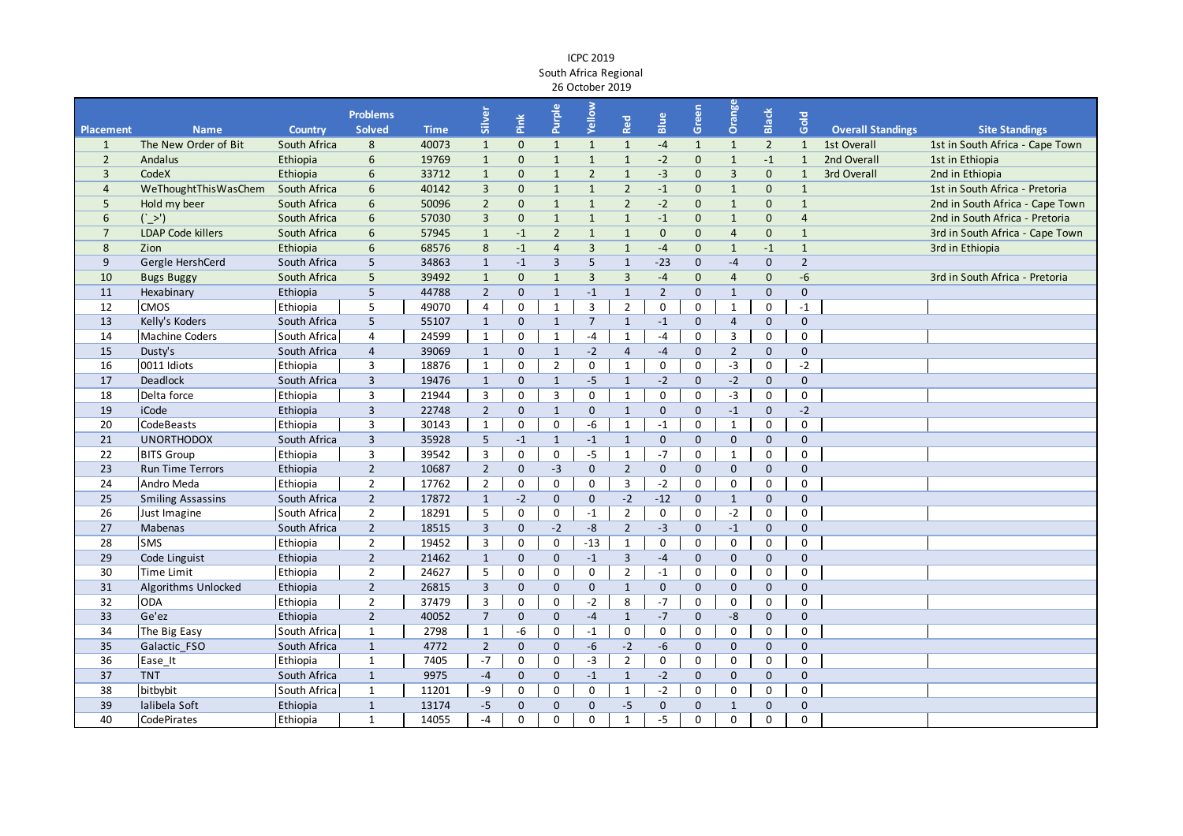ICPC 2019
South Africa Regional
26 October 2019

| Placement | Name | Country | Problems Solved | Time | Silver | Pink | Purple | Yellow | Red | Blue | Green | Orange | Black | Gold | Overall Standings | Site Standings |
|---|---|---|---|---|---|---|---|---|---|---|---|---|---|---|---|---|
| 1 | The New Order of Bit | South Africa | 8 | 40073 | 1 | 0 | 1 | 1 | 1 | -4 | 1 | 1 | 2 | 1 | 1st Overall | 1st in South Africa - Cape Town |
| 2 | Andalus | Ethiopia | 6 | 19769 | 1 | 0 | 1 | 1 | 1 | -2 | 0 | 1 | -1 | 1 | 2nd Overall | 1st in Ethiopia |
| 3 | CodeX | Ethiopia | 6 | 33712 | 1 | 0 | 1 | 2 | 1 | -3 | 0 | 3 | 0 | 1 | 3rd Overall | 2nd in Ethiopia |
| 4 | WeThoughtThisWasChem | South Africa | 6 | 40142 | 3 | 0 | 1 | 1 | 2 | -1 | 0 | 1 | 0 | 1 | | 1st in South Africa - Pretoria |
| 5 | Hold my beer | South Africa | 6 | 50096 | 2 | 0 | 1 | 1 | 2 | -2 | 0 | 1 | 0 | 1 | | 2nd in South Africa - Cape Town |
| 6 | (`_>') | South Africa | 6 | 57030 | 3 | 0 | 1 | 1 | 1 | -1 | 0 | 1 | 0 | 4 | | 2nd in South Africa - Pretoria |
| 7 | LDAP Code killers | South Africa | 6 | 57945 | 1 | -1 | 2 | 1 | 1 | 0 | 0 | 4 | 0 | 1 | | 3rd in South Africa - Cape Town |
| 8 | Zion | Ethiopia | 6 | 68576 | 8 | -1 | 4 | 3 | 1 | -4 | 0 | 1 | -1 | 1 | | 3rd in Ethiopia |
| 9 | Gergle HershCerd | South Africa | 5 | 34863 | 1 | -1 | 3 | 5 | 1 | -23 | 0 | -4 | 0 | 2 | | |
| 10 | Bugs Buggy | South Africa | 5 | 39492 | 1 | 0 | 1 | 3 | 3 | -4 | 0 | 4 | 0 | -6 | | 3rd in South Africa - Pretoria |
| 11 | Hexabinary | Ethiopia | 5 | 44788 | 2 | 0 | 1 | -1 | 1 | 2 | 0 | 1 | 0 | 0 | | |
| 12 | CMOS | Ethiopia | 5 | 49070 | 4 | 0 | 1 | 3 | 2 | 0 | 0 | 1 | 0 | -1 | | |
| 13 | Kelly's Koders | South Africa | 5 | 55107 | 1 | 0 | 1 | 7 | 1 | -1 | 0 | 4 | 0 | 0 | | |
| 14 | Machine Coders | South Africa | 4 | 24599 | 1 | 0 | 1 | -4 | 1 | -4 | 0 | 3 | 0 | 0 | | |
| 15 | Dusty's | South Africa | 4 | 39069 | 1 | 0 | 1 | -2 | 4 | -4 | 0 | 2 | 0 | 0 | | |
| 16 | 0011 Idiots | Ethiopia | 3 | 18876 | 1 | 0 | 2 | 0 | 1 | 0 | 0 | -3 | 0 | -2 | | |
| 17 | Deadlock | South Africa | 3 | 19476 | 1 | 0 | 1 | -5 | 1 | -2 | 0 | -2 | 0 | 0 | | |
| 18 | Delta force | Ethiopia | 3 | 21944 | 3 | 0 | 3 | 0 | 1 | 0 | 0 | -3 | 0 | 0 | | |
| 19 | iCode | Ethiopia | 3 | 22748 | 2 | 0 | 1 | 0 | 1 | 0 | 0 | -1 | 0 | -2 | | |
| 20 | CodeBeasts | Ethiopia | 3 | 30143 | 1 | 0 | 0 | -6 | 1 | -1 | 0 | 1 | 0 | 0 | | |
| 21 | UNORTHODOX | South Africa | 3 | 35928 | 5 | -1 | 1 | -1 | 1 | 0 | 0 | 0 | 0 | 0 | | |
| 22 | BITS Group | Ethiopia | 3 | 39542 | 3 | 0 | 0 | -5 | 1 | -7 | 0 | 1 | 0 | 0 | | |
| 23 | Run Time Terrors | Ethiopia | 2 | 10687 | 2 | 0 | -3 | 0 | 2 | 0 | 0 | 0 | 0 | 0 | | |
| 24 | Andro Meda | Ethiopia | 2 | 17762 | 2 | 0 | 0 | 0 | 3 | -2 | 0 | 0 | 0 | 0 | | |
| 25 | Smiling Assassins | South Africa | 2 | 17872 | 1 | -2 | 0 | 0 | -2 | -12 | 0 | 1 | 0 | 0 | | |
| 26 | Just Imagine | South Africa | 2 | 18291 | 5 | 0 | 0 | -1 | 2 | 0 | 0 | -2 | 0 | 0 | | |
| 27 | Mabenas | South Africa | 2 | 18515 | 3 | 0 | -2 | -8 | 2 | -3 | 0 | -1 | 0 | 0 | | |
| 28 | SMS | Ethiopia | 2 | 19452 | 3 | 0 | 0 | -13 | 1 | 0 | 0 | 0 | 0 | 0 | | |
| 29 | Code Linguist | Ethiopia | 2 | 21462 | 1 | 0 | 0 | -1 | 3 | -4 | 0 | 0 | 0 | 0 | | |
| 30 | Time Limit | Ethiopia | 2 | 24627 | 5 | 0 | 0 | 0 | 2 | -1 | 0 | 0 | 0 | 0 | | |
| 31 | Algorithms Unlocked | Ethiopia | 2 | 26815 | 3 | 0 | 0 | 0 | 1 | 0 | 0 | 0 | 0 | 0 | | |
| 32 | ODA | Ethiopia | 2 | 37479 | 3 | 0 | 0 | -2 | 8 | -7 | 0 | 0 | 0 | 0 | | |
| 33 | Ge'ez | Ethiopia | 2 | 40052 | 7 | 0 | 0 | -4 | 1 | -7 | 0 | -8 | 0 | 0 | | |
| 34 | The Big Easy | South Africa | 1 | 2798 | 1 | -6 | 0 | -1 | 0 | 0 | 0 | 0 | 0 | 0 | | |
| 35 | Galactic_FSO | South Africa | 1 | 4772 | 2 | 0 | 0 | -6 | -2 | -6 | 0 | 0 | 0 | 0 | | |
| 36 | Ease_It | Ethiopia | 1 | 7405 | -7 | 0 | 0 | -3 | 2 | 0 | 0 | 0 | 0 | 0 | | |
| 37 | TNT | South Africa | 1 | 9975 | -4 | 0 | 0 | -1 | 1 | -2 | 0 | 0 | 0 | 0 | | |
| 38 | bitbybit | South Africa | 1 | 11201 | -9 | 0 | 0 | 0 | 1 | -2 | 0 | 0 | 0 | 0 | | |
| 39 | lalibela Soft | Ethiopia | 1 | 13174 | -5 | 0 | 0 | 0 | -5 | 0 | 0 | 1 | 0 | 0 | | |
| 40 | CodePirates | Ethiopia | 1 | 14055 | -4 | 0 | 0 | 0 | 1 | -5 | 0 | 0 | 0 | 0 | | |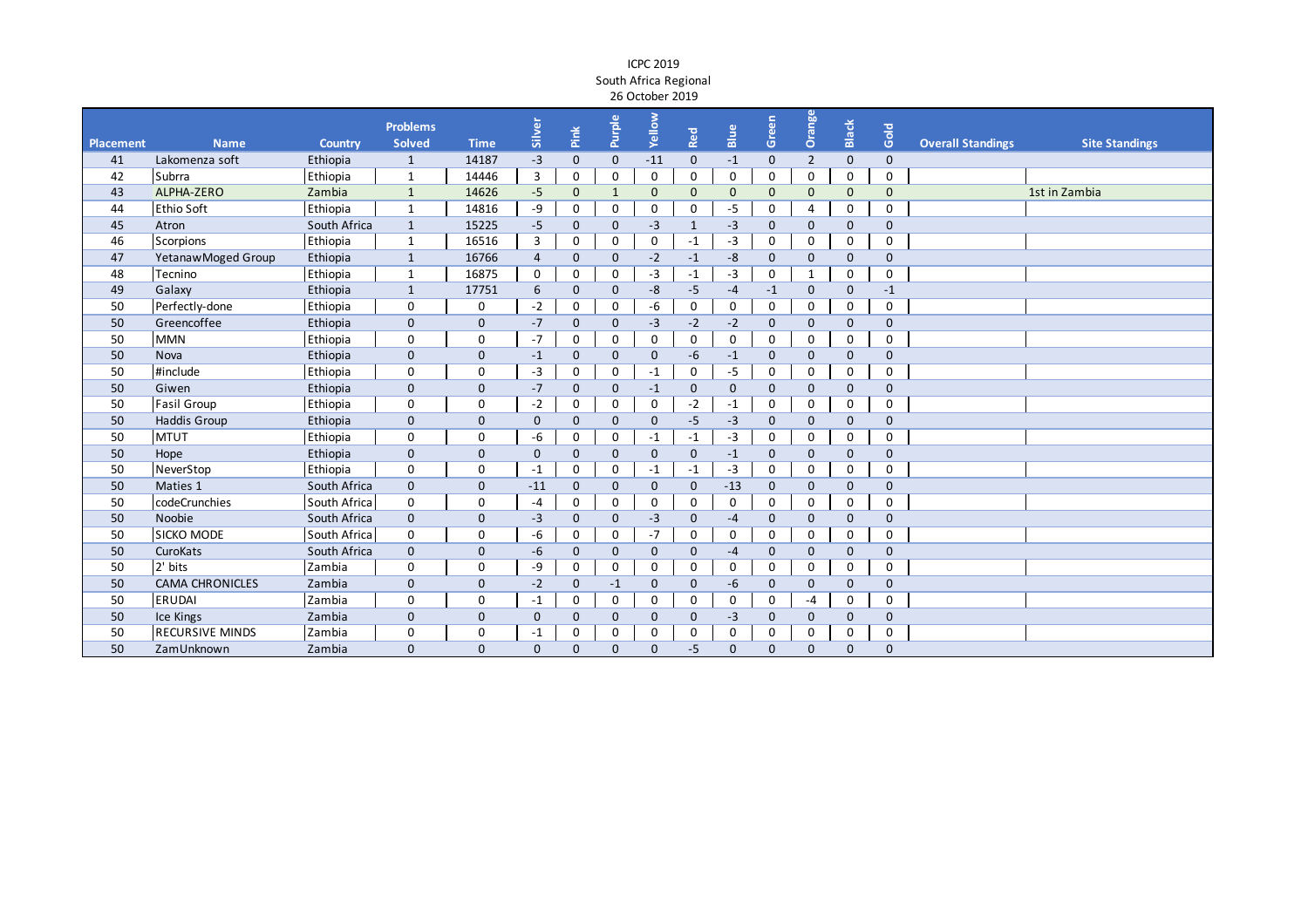ICPC 2019
South Africa Regional
26 October 2019

| Placement | Name | Country | Problems Solved | Time | Silver | Pink | Purple | Yellow | Red | Blue | Green | Orange | Black | Gold | Overall Standings | Site Standings |
|---|---|---|---|---|---|---|---|---|---|---|---|---|---|---|---|---|
| 41 | Lakomenza soft | Ethiopia | 1 | 14187 | -3 | 0 | 0 | -11 | 0 | -1 | 0 | 2 | 0 | 0 | | |
| 42 | Subrra | Ethiopia | 1 | 14446 | 3 | 0 | 0 | 0 | 0 | 0 | 0 | 0 | 0 | 0 | | |
| 43 | ALPHA-ZERO | Zambia | 1 | 14626 | -5 | 0 | 1 | 0 | 0 | 0 | 0 | 0 | 0 | 0 | | 1st in Zambia |
| 44 | Ethio Soft | Ethiopia | 1 | 14816 | -9 | 0 | 0 | 0 | 0 | -5 | 0 | 4 | 0 | 0 | | |
| 45 | Atron | South Africa | 1 | 15225 | -5 | 0 | 0 | -3 | 1 | -3 | 0 | 0 | 0 | 0 | | |
| 46 | Scorpions | Ethiopia | 1 | 16516 | 3 | 0 | 0 | 0 | -1 | -3 | 0 | 0 | 0 | 0 | | |
| 47 | YetanawMoged Group | Ethiopia | 1 | 16766 | 4 | 0 | 0 | -2 | -1 | -8 | 0 | 0 | 0 | 0 | | |
| 48 | Tecnino | Ethiopia | 1 | 16875 | 0 | 0 | 0 | -3 | -1 | -3 | 0 | 1 | 0 | 0 | | |
| 49 | Galaxy | Ethiopia | 1 | 17751 | 6 | 0 | 0 | -8 | -5 | -4 | -1 | 0 | 0 | -1 | | |
| 50 | Perfectly-done | Ethiopia | 0 | 0 | -2 | 0 | 0 | -6 | 0 | 0 | 0 | 0 | 0 | 0 | | |
| 50 | Greencoffee | Ethiopia | 0 | 0 | -7 | 0 | 0 | -3 | -2 | -2 | 0 | 0 | 0 | 0 | | |
| 50 | MMN | Ethiopia | 0 | 0 | -7 | 0 | 0 | 0 | 0 | 0 | 0 | 0 | 0 | 0 | | |
| 50 | Nova | Ethiopia | 0 | 0 | -1 | 0 | 0 | 0 | -6 | -1 | 0 | 0 | 0 | 0 | | |
| 50 | #include | Ethiopia | 0 | 0 | -3 | 0 | 0 | -1 | 0 | -5 | 0 | 0 | 0 | 0 | | |
| 50 | Giwen | Ethiopia | 0 | 0 | -7 | 0 | 0 | -1 | 0 | 0 | 0 | 0 | 0 | 0 | | |
| 50 | Fasil Group | Ethiopia | 0 | 0 | -2 | 0 | 0 | 0 | -2 | -1 | 0 | 0 | 0 | 0 | | |
| 50 | Haddis Group | Ethiopia | 0 | 0 | 0 | 0 | 0 | 0 | -5 | -3 | 0 | 0 | 0 | 0 | | |
| 50 | MTUT | Ethiopia | 0 | 0 | -6 | 0 | 0 | -1 | -1 | -3 | 0 | 0 | 0 | 0 | | |
| 50 | Hope | Ethiopia | 0 | 0 | 0 | 0 | 0 | 0 | 0 | -1 | 0 | 0 | 0 | 0 | | |
| 50 | NeverStop | Ethiopia | 0 | 0 | -1 | 0 | 0 | -1 | -1 | -3 | 0 | 0 | 0 | 0 | | |
| 50 | Maties 1 | South Africa | 0 | 0 | -11 | 0 | 0 | 0 | 0 | -13 | 0 | 0 | 0 | 0 | | |
| 50 | codeCrunchies | South Africa | 0 | 0 | -4 | 0 | 0 | 0 | 0 | 0 | 0 | 0 | 0 | 0 | | |
| 50 | Noobie | South Africa | 0 | 0 | -3 | 0 | 0 | -3 | 0 | -4 | 0 | 0 | 0 | 0 | | |
| 50 | SICKO MODE | South Africa | 0 | 0 | -6 | 0 | 0 | -7 | 0 | 0 | 0 | 0 | 0 | 0 | | |
| 50 | CuroKats | South Africa | 0 | 0 | -6 | 0 | 0 | 0 | 0 | -4 | 0 | 0 | 0 | 0 | | |
| 50 | 2' bits | Zambia | 0 | 0 | -9 | 0 | 0 | 0 | 0 | 0 | 0 | 0 | 0 | 0 | | |
| 50 | CAMA CHRONICLES | Zambia | 0 | 0 | -2 | 0 | -1 | 0 | 0 | -6 | 0 | 0 | 0 | 0 | | |
| 50 | ERUDAI | Zambia | 0 | 0 | -1 | 0 | 0 | 0 | 0 | 0 | 0 | -4 | 0 | 0 | | |
| 50 | Ice Kings | Zambia | 0 | 0 | 0 | 0 | 0 | 0 | 0 | -3 | 0 | 0 | 0 | 0 | | |
| 50 | RECURSIVE MINDS | Zambia | 0 | 0 | -1 | 0 | 0 | 0 | 0 | 0 | 0 | 0 | 0 | 0 | | |
| 50 | ZamUnknown | Zambia | 0 | 0 | 0 | 0 | 0 | 0 | -5 | 0 | 0 | 0 | 0 | 0 | | |